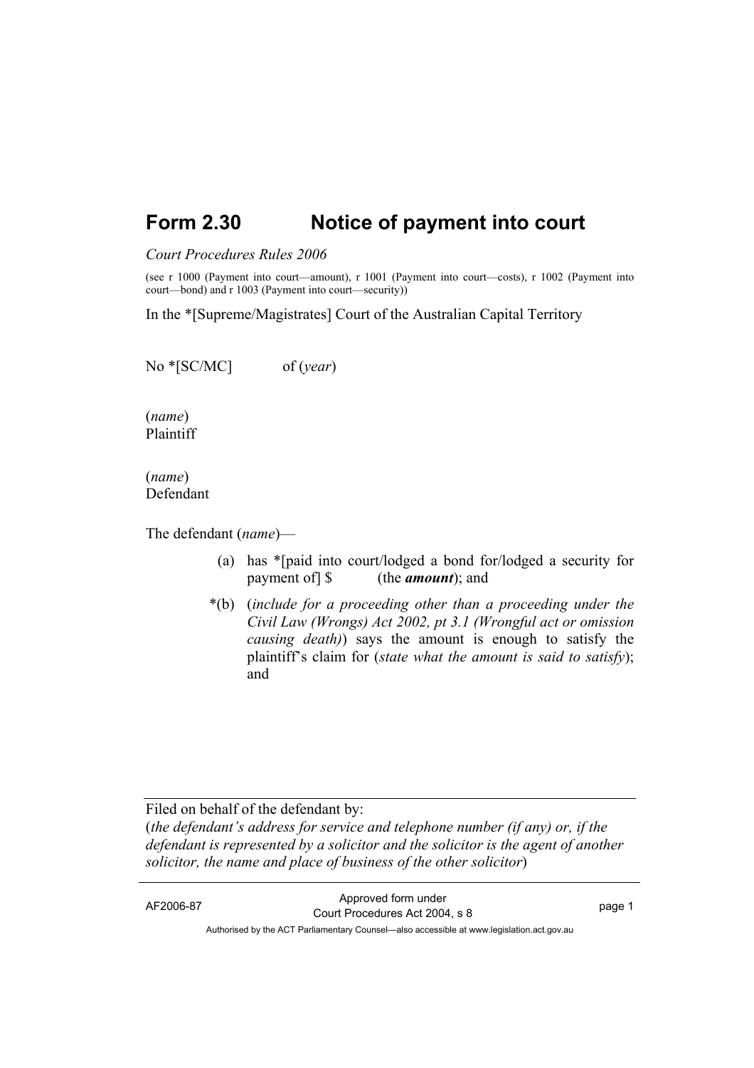# Form 2.30 Notice of payment into court

*Court Procedures Rules 2006*

(see r 1000 (Payment into court—amount), r 1001 (Payment into court—costs), r 1002 (Payment into court—bond) and r 1003 (Payment into court—security))

In the *[Supreme/Magistrates] Court of the Australian Capital Territory

No *[SC/MC] of (*year*)

(*name*)
Plaintiff

(*name*)
Defendant

The defendant (*name*)—

(a) has *[paid into court/lodged a bond for/lodged a security for payment of] $ (the ***amount***); and

*(b) (*include for a proceeding other than a proceeding under the Civil Law (Wrongs) Act 2002, pt 3.1 (Wrongful act or omission causing death)*) says the amount is enough to satisfy the plaintiff's claim for (*state what the amount is said to satisfy*); and

---

Filed on behalf of the defendant by:
(*the defendant's address for service and telephone number (if any) or, if the defendant is represented by a solicitor and the solicitor is the agent of another solicitor, the name and place of business of the other solicitor*)

---

AF2006-87 Approved form under Court Procedures Act 2004, s 8

Authorised by the ACT Parliamentary Counsel—also accessible at www.legislation.act.gov.au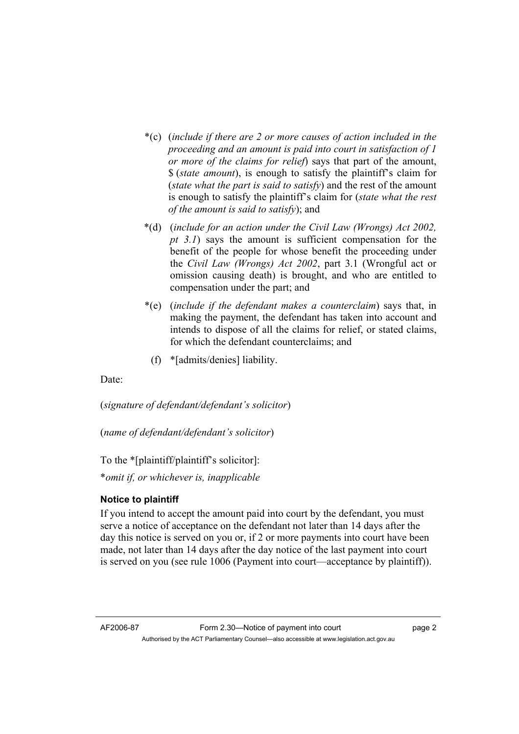*(c) (*include if there are 2 or more causes of action included in the proceeding and an amount is paid into court in satisfaction of 1 or more of the claims for relief*) says that part of the amount, $ (*state amount*), is enough to satisfy the plaintiff's claim for (*state what the part is said to satisfy*) and the rest of the amount is enough to satisfy the plaintiff's claim for (*state what the rest of the amount is said to satisfy*); and

*(d) (*include for an action under the Civil Law (Wrongs) Act 2002, pt 3.1*) says the amount is sufficient compensation for the benefit of the people for whose benefit the proceeding under the *Civil Law (Wrongs) Act 2002*, part 3.1 (Wrongful act or omission causing death) is brought, and who are entitled to compensation under the part; and

*(e) (*include if the defendant makes a counterclaim*) says that, in making the payment, the defendant has taken into account and intends to dispose of all the claims for relief, or stated claims, for which the defendant counterclaims; and

(f) *[admits/denies] liability.

Date:

(*signature of defendant/defendant's solicitor*)

(*name of defendant/defendant's solicitor*)

To the *[plaintiff/plaintiff's solicitor]:

**omit if, or whichever is, inapplicable*

**Notice to plaintiff**

If you intend to accept the amount paid into court by the defendant, you must serve a notice of acceptance on the defendant not later than 14 days after the day this notice is served on you or, if 2 or more payments into court have been made, not later than 14 days after the day notice of the last payment into court is served on you (see rule 1006 (Payment into court—acceptance by plaintiff)).